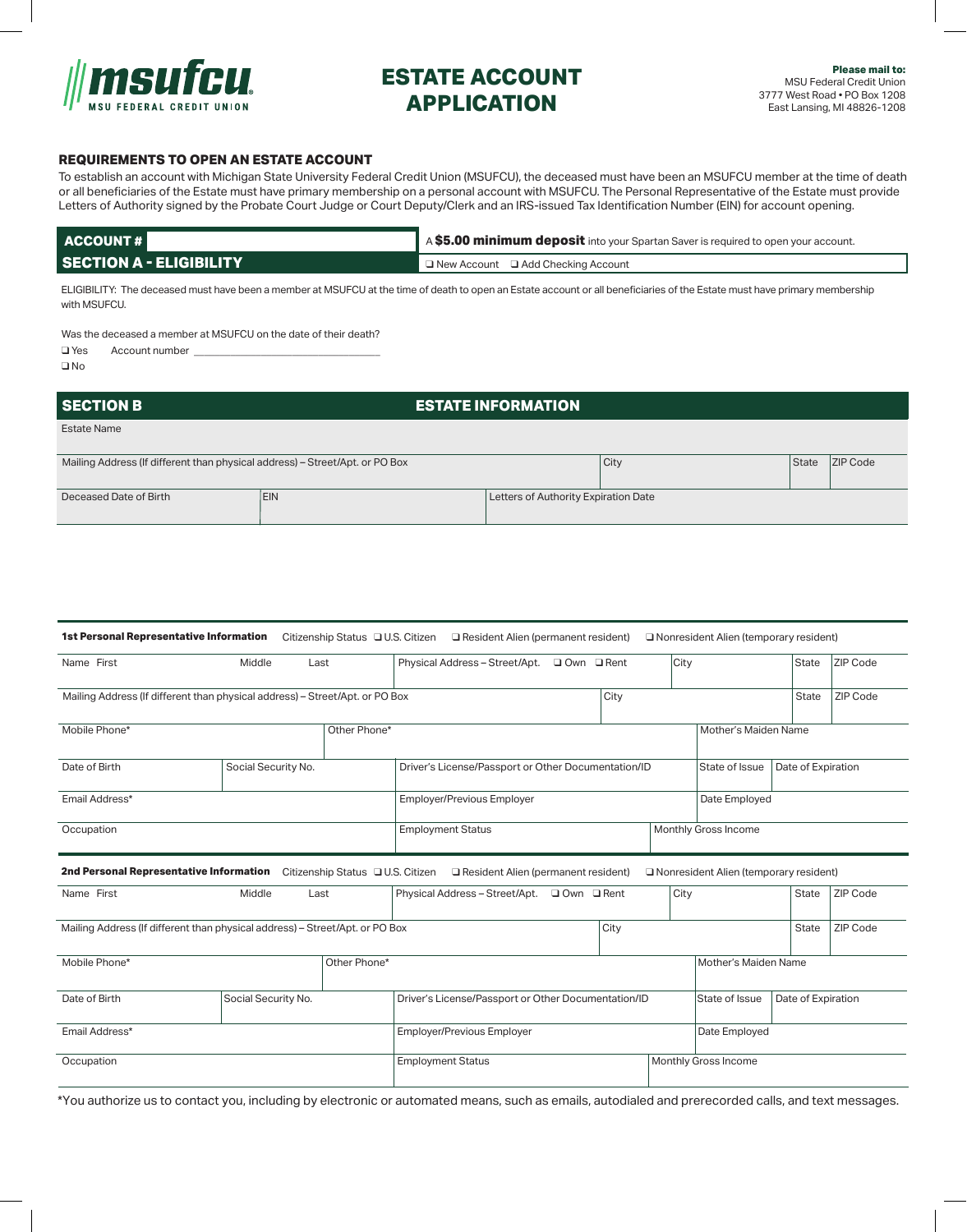msufcu
MSU FEDERAL CREDIT UNION

# ESTATE ACCOUNT APPLICATION

**Please mail to:**
MSU Federal Credit Union
3777 West Road • PO Box 1208
East Lansing, MI 48826-1208

## REQUIREMENTS TO OPEN AN ESTATE ACCOUNT

To establish an account with Michigan State University Federal Credit Union (MSUFCU), the deceased must have been an MSUFCU member at the time of death or all beneficiaries of the Estate must have primary membership on a personal account with MSUFCU. The Personal Representative of the Estate must provide Letters of Authority signed by the Probate Court Judge or Court Deputy/Clerk and an IRS-issued Tax Identification Number (EIN) for account opening.

| **ACCOUNT #** | A **$5.00 minimum deposit** into your Spartan Saver is required to open your account. |
|---|---|
| **SECTION A - ELIGIBILITY** | ❑ New Account ❑ Add Checking Account |

ELIGIBILITY: The deceased must have been a member at MSUFCU at the time of death to open an Estate account or all beneficiaries of the Estate must have primary membership with MSUFCU.

Was the deceased a member at MSUFCU on the date of their death?

❑ Yes Account number ___________________________

❑ No

## SECTION B ESTATE INFORMATION

| Estate Name | | | | |
|---|---|---|---|---|
| Mailing Address (If different than physical address) – Street/Apt. or PO Box | | City | State | ZIP Code |
| Deceased Date of Birth | EIN | Letters of Authority Expiration Date | | |

**1st Personal Representative Information** Citizenship Status ❑ U.S. Citizen ❑ Resident Alien (permanent resident) ❑ Nonresident Alien (temporary resident)

| Name First | Middle | Last | Physical Address – Street/Apt. ❑ Own ❑ Rent | City | State | ZIP Code |
|---|---|---|---|---|---|---|
| Mailing Address (If different than physical address) – Street/Apt. or PO Box | | | | City | State | ZIP Code |
| Mobile Phone* | | Other Phone* | | Mother's Maiden Name | | |
| Date of Birth | Social Security No. | | Driver's License/Passport or Other Documentation/ID | State of Issue | Date of Expiration | |
| Email Address* | | | Employer/Previous Employer | Date Employed | | |
| Occupation | | | Employment Status | Monthly Gross Income | | |

**2nd Personal Representative Information** Citizenship Status ❑ U.S. Citizen ❑ Resident Alien (permanent resident) ❑ Nonresident Alien (temporary resident)

| Name First | Middle | Last | Physical Address – Street/Apt. ❑ Own ❑ Rent | City | State | ZIP Code |
|---|---|---|---|---|---|---|
| Mailing Address (If different than physical address) – Street/Apt. or PO Box | | | | City | State | ZIP Code |
| Mobile Phone* | | Other Phone* | | Mother's Maiden Name | | |
| Date of Birth | Social Security No. | | Driver's License/Passport or Other Documentation/ID | State of Issue | Date of Expiration | |
| Email Address* | | | Employer/Previous Employer | Date Employed | | |
| Occupation | | | Employment Status | Monthly Gross Income | | |

*You authorize us to contact you, including by electronic or automated means, such as emails, autodialed and prerecorded calls, and text messages.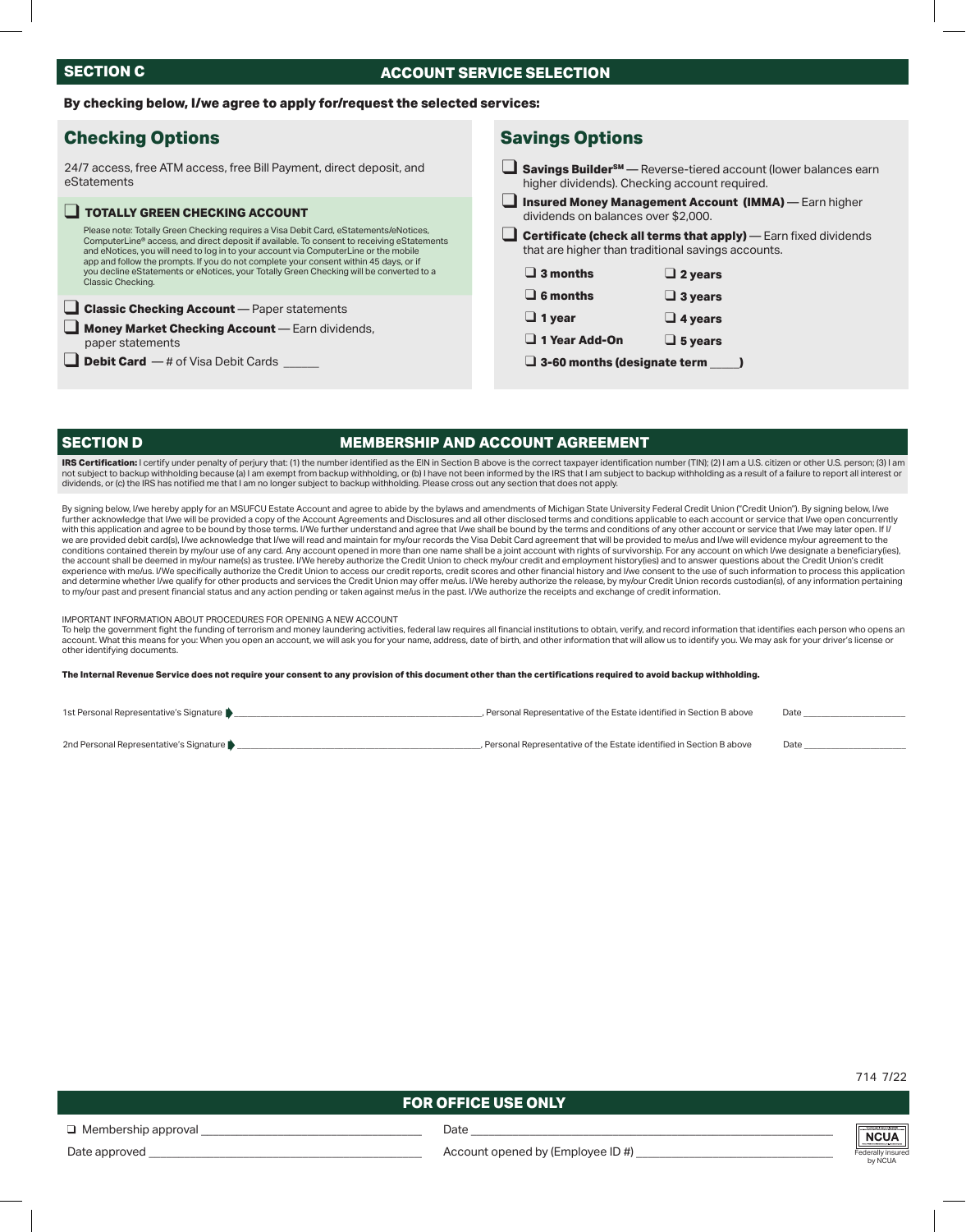## SECTION C — ACCOUNT SERVICE SELECTION

**By checking below, I/we agree to apply for/request the selected services:**

### Checking Options

24/7 access, free ATM access, free Bill Payment, direct deposit, and eStatements

- ❑ **TOTALLY GREEN CHECKING ACCOUNT**

  Please note: Totally Green Checking requires a Visa Debit Card, eStatements/eNotices, ComputerLine® access, and direct deposit if available. To consent to receiving eStatements and eNotices, you will need to log in to your account via ComputerLine or the mobile app and follow the prompts. If you do not complete your consent within 45 days, or if you decline eStatements or eNotices, your Totally Green Checking will be converted to a Classic Checking.

- ❑ **Classic Checking Account** — Paper statements
- ❑ **Money Market Checking Account** — Earn dividends, paper statements
- ❑ **Debit Card** — # of Visa Debit Cards ______

### Savings Options

- ❑ **Savings Builder℠** — Reverse-tiered account (lower balances earn higher dividends). Checking account required.
- ❑ **Insured Money Management Account (IMMA)** — Earn higher dividends on balances over $2,000.
- ❑ **Certificate (check all terms that apply)** — Earn fixed dividends that are higher than traditional savings accounts.

| | |
|---|---|
| ❑ **3 months** | ❑ **2 years** |
| ❑ **6 months** | ❑ **3 years** |
| ❑ **1 year** | ❑ **4 years** |
| ❑ **1 Year Add-On** | ❑ **5 years** |

❑ **3-60 months (designate term _____)**

## SECTION D — MEMBERSHIP AND ACCOUNT AGREEMENT

**IRS Certification:** I certify under penalty of perjury that: (1) the number identified as the EIN in Section B above is the correct taxpayer identification number (TIN); (2) I am a U.S. citizen or other U.S. person; (3) I am not subject to backup withholding because (a) I am exempt from backup withholding, or (b) I have not been informed by the IRS that I am subject to backup withholding as a result of a failure to report all interest or dividends, or (c) the IRS has notified me that I am no longer subject to backup withholding. Please cross out any section that does not apply.

By signing below, I/we hereby apply for an MSUFCU Estate Account and agree to abide by the bylaws and amendments of Michigan State University Federal Credit Union ("Credit Union"). By signing below, I/we further acknowledge that I/we will be provided a copy of the Account Agreements and Disclosures and all other disclosed terms and conditions applicable to each account or service that I/we open concurrently with this application and agree to be bound by those terms. I/We further understand and agree that I/we shall be bound by the terms and conditions of any other account or service that I/we may later open. If I/we are provided debit card(s), I/we acknowledge that I/we will read and maintain for my/our records the Visa Debit Card agreement that will be provided to me/us and I/we will evidence my/our agreement to the conditions contained therein by my/our use of any card. Any account opened in more than one name shall be a joint account with rights of survivorship. For any account on which I/we designate a beneficiary(ies), the account shall be deemed in my/our name(s) as trustee. I/We hereby authorize the Credit Union to check my/our credit and employment history(ies) and to answer questions about the Credit Union's credit experience with me/us. I/We specifically authorize the Credit Union to access our credit reports, credit scores and other financial history and I/we consent to the use of such information to process this application and determine whether I/we qualify for other products and services the Credit Union may offer me/us. I/We hereby authorize the release, by my/our Credit Union records custodian(s), of any information pertaining to my/our past and present financial status and any action pending or taken against me/us in the past. I/We authorize the receipts and exchange of credit information.

IMPORTANT INFORMATION ABOUT PROCEDURES FOR OPENING A NEW ACCOUNT
To help the government fight the funding of terrorism and money laundering activities, federal law requires all financial institutions to obtain, verify, and record information that identifies each person who opens an account. What this means for you: When you open an account, we will ask you for your name, address, date of birth, and other information that will allow us to identify you. We may ask for your driver's license or other identifying documents.

**The Internal Revenue Service does not require your consent to any provision of this document other than the certifications required to avoid backup withholding.**

1st Personal Representative's Signature ________________________________, Personal Representative of the Estate identified in Section B above Date ______________

2nd Personal Representative's Signature ________________________________, Personal Representative of the Estate identified in Section B above Date ______________

714 7/22

## FOR OFFICE USE ONLY

❑ Membership approval ______________________ Date ______________________

Date approved ______________________ Account opened by (Employee ID #) ______________________

NCUA Federally insured by NCUA